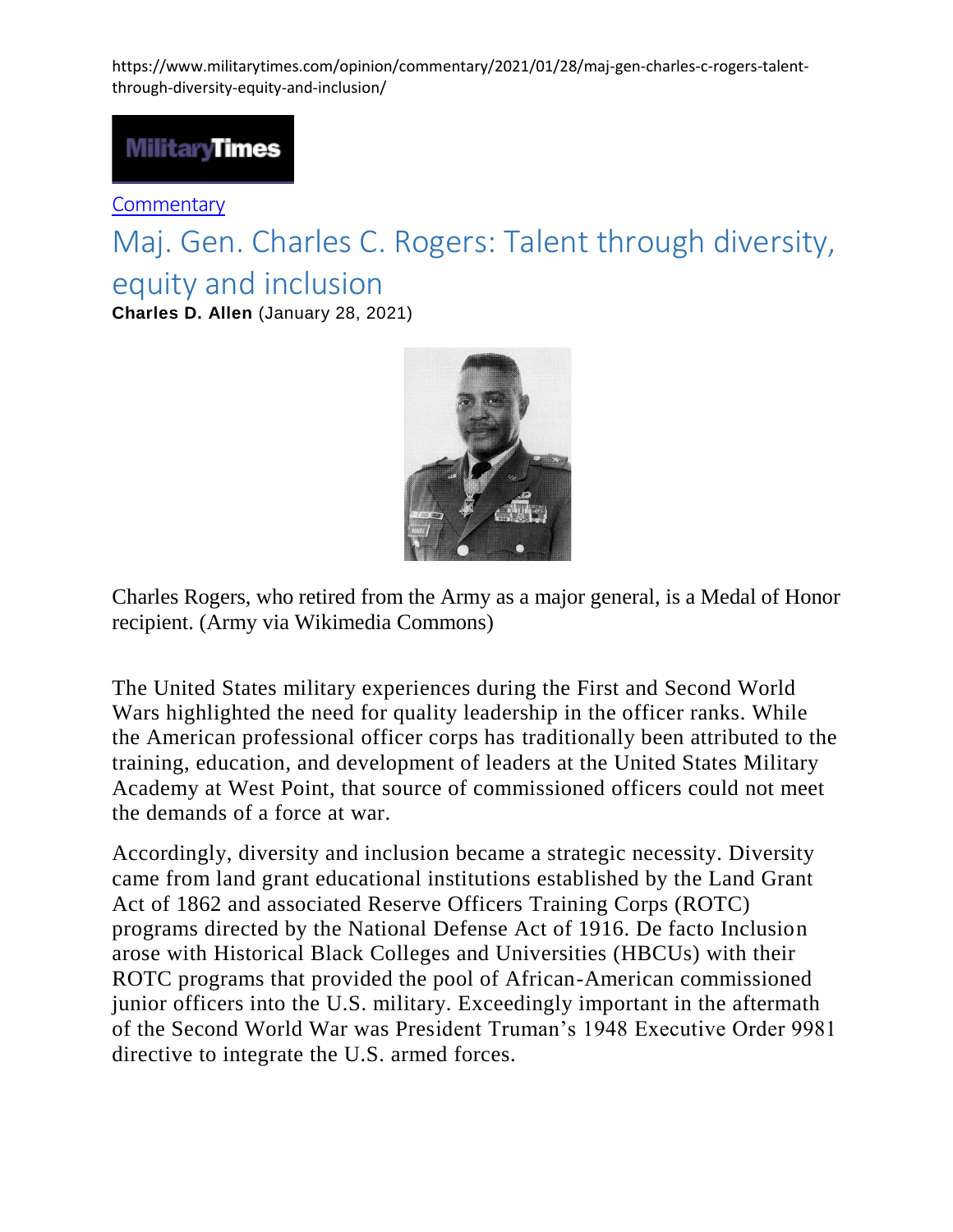https://www.militarytimes.com/opinion/commentary/2021/01/28/maj-gen-charles-c-rogers-talent-through-diversity-equity-and-inclusion/

MilitaryTimes

Commentary

# Maj. Gen. Charles C. Rogers: Talent through diversity, equity and inclusion

**Charles D. Allen** (January 28, 2021)

Charles Rogers, who retired from the Army as a major general, is a Medal of Honor recipient. (Army via Wikimedia Commons)

The United States military experiences during the First and Second World Wars highlighted the need for quality leadership in the officer ranks. While the American professional officer corps has traditionally been attributed to the training, education, and development of leaders at the United States Military Academy at West Point, that source of commissioned officers could not meet the demands of a force at war.

Accordingly, diversity and inclusion became a strategic necessity. Diversity came from land grant educational institutions established by the Land Grant Act of 1862 and associated Reserve Officers Training Corps (ROTC) programs directed by the National Defense Act of 1916. De facto Inclusion arose with Historical Black Colleges and Universities (HBCUs) with their ROTC programs that provided the pool of African-American commissioned junior officers into the U.S. military. Exceedingly important in the aftermath of the Second World War was President Truman's 1948 Executive Order 9981 directive to integrate the U.S. armed forces.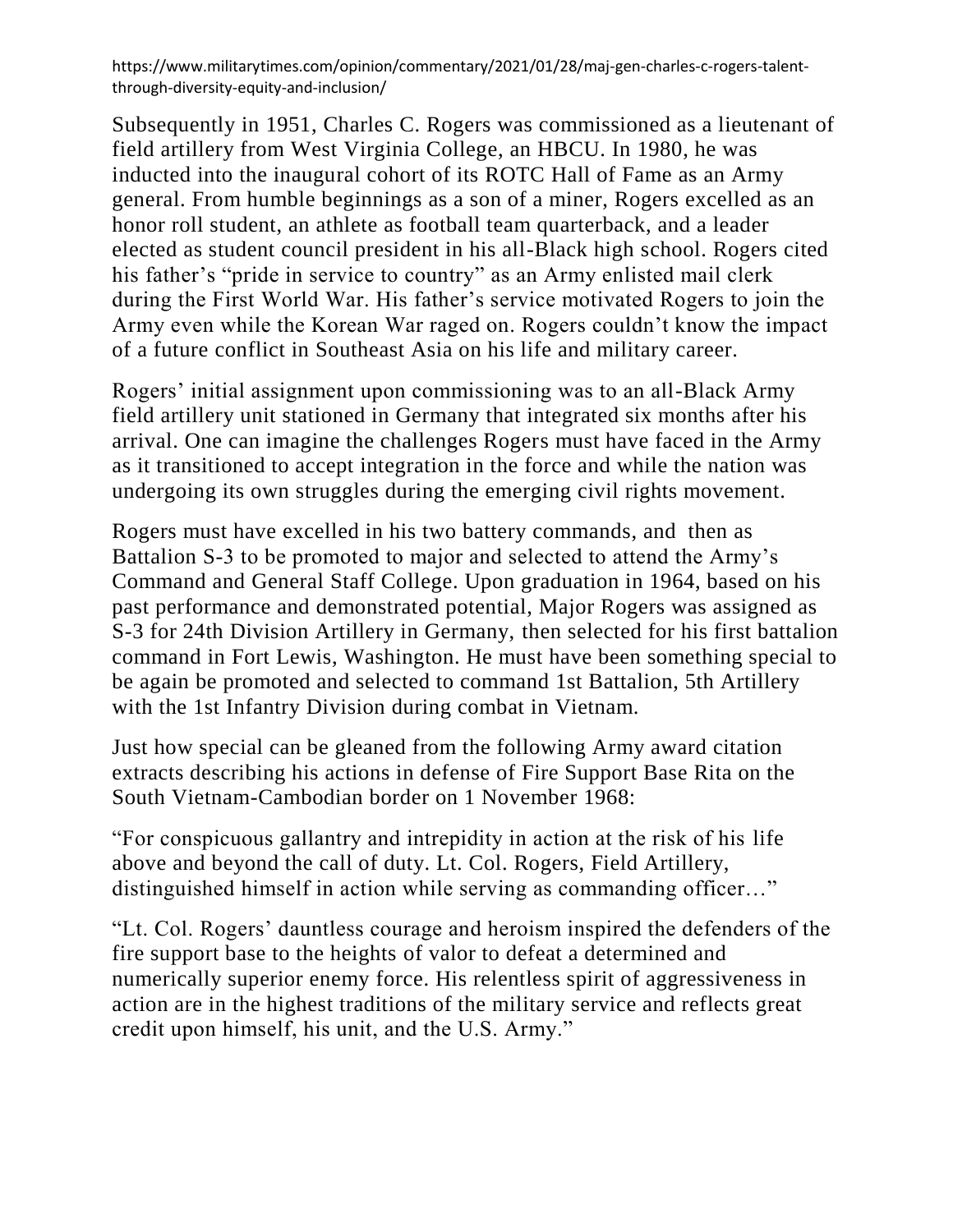https://www.militarytimes.com/opinion/commentary/2021/01/28/maj-gen-charles-c-rogers-talent-through-diversity-equity-and-inclusion/

Subsequently in 1951, Charles C. Rogers was commissioned as a lieutenant of field artillery from West Virginia College, an HBCU. In 1980, he was inducted into the inaugural cohort of its ROTC Hall of Fame as an Army general. From humble beginnings as a son of a miner, Rogers excelled as an honor roll student, an athlete as football team quarterback, and a leader elected as student council president in his all-Black high school. Rogers cited his father's "pride in service to country" as an Army enlisted mail clerk during the First World War. His father's service motivated Rogers to join the Army even while the Korean War raged on. Rogers couldn't know the impact of a future conflict in Southeast Asia on his life and military career.

Rogers' initial assignment upon commissioning was to an all-Black Army field artillery unit stationed in Germany that integrated six months after his arrival. One can imagine the challenges Rogers must have faced in the Army as it transitioned to accept integration in the force and while the nation was undergoing its own struggles during the emerging civil rights movement.

Rogers must have excelled in his two battery commands, and then as Battalion S-3 to be promoted to major and selected to attend the Army's Command and General Staff College. Upon graduation in 1964, based on his past performance and demonstrated potential, Major Rogers was assigned as S-3 for 24th Division Artillery in Germany, then selected for his first battalion command in Fort Lewis, Washington. He must have been something special to be again be promoted and selected to command 1st Battalion, 5th Artillery with the 1st Infantry Division during combat in Vietnam.

Just how special can be gleaned from the following Army award citation extracts describing his actions in defense of Fire Support Base Rita on the South Vietnam-Cambodian border on 1 November 1968:

"For conspicuous gallantry and intrepidity in action at the risk of his life above and beyond the call of duty. Lt. Col. Rogers, Field Artillery, distinguished himself in action while serving as commanding officer…"

"Lt. Col. Rogers' dauntless courage and heroism inspired the defenders of the fire support base to the heights of valor to defeat a determined and numerically superior enemy force. His relentless spirit of aggressiveness in action are in the highest traditions of the military service and reflects great credit upon himself, his unit, and the U.S. Army."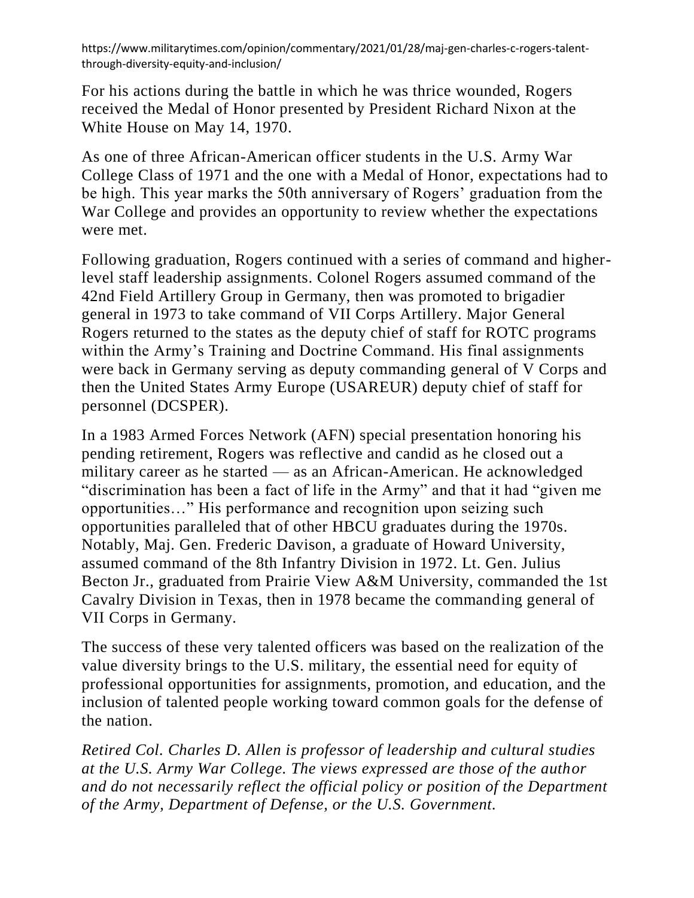https://www.militarytimes.com/opinion/commentary/2021/01/28/maj-gen-charles-c-rogers-talent-through-diversity-equity-and-inclusion/

For his actions during the battle in which he was thrice wounded, Rogers received the Medal of Honor presented by President Richard Nixon at the White House on May 14, 1970.

As one of three African-American officer students in the U.S. Army War College Class of 1971 and the one with a Medal of Honor, expectations had to be high. This year marks the 50th anniversary of Rogers' graduation from the War College and provides an opportunity to review whether the expectations were met.

Following graduation, Rogers continued with a series of command and higher-level staff leadership assignments. Colonel Rogers assumed command of the 42nd Field Artillery Group in Germany, then was promoted to brigadier general in 1973 to take command of VII Corps Artillery. Major General Rogers returned to the states as the deputy chief of staff for ROTC programs within the Army's Training and Doctrine Command. His final assignments were back in Germany serving as deputy commanding general of V Corps and then the United States Army Europe (USAREUR) deputy chief of staff for personnel (DCSPER).

In a 1983 Armed Forces Network (AFN) special presentation honoring his pending retirement, Rogers was reflective and candid as he closed out a military career as he started — as an African-American. He acknowledged "discrimination has been a fact of life in the Army" and that it had "given me opportunities…" His performance and recognition upon seizing such opportunities paralleled that of other HBCU graduates during the 1970s. Notably, Maj. Gen. Frederic Davison, a graduate of Howard University, assumed command of the 8th Infantry Division in 1972. Lt. Gen. Julius Becton Jr., graduated from Prairie View A&M University, commanded the 1st Cavalry Division in Texas, then in 1978 became the commanding general of VII Corps in Germany.

The success of these very talented officers was based on the realization of the value diversity brings to the U.S. military, the essential need for equity of professional opportunities for assignments, promotion, and education, and the inclusion of talented people working toward common goals for the defense of the nation.

*Retired Col. Charles D. Allen is professor of leadership and cultural studies at the U.S. Army War College. The views expressed are those of the author and do not necessarily reflect the official policy or position of the Department of the Army, Department of Defense, or the U.S. Government.*